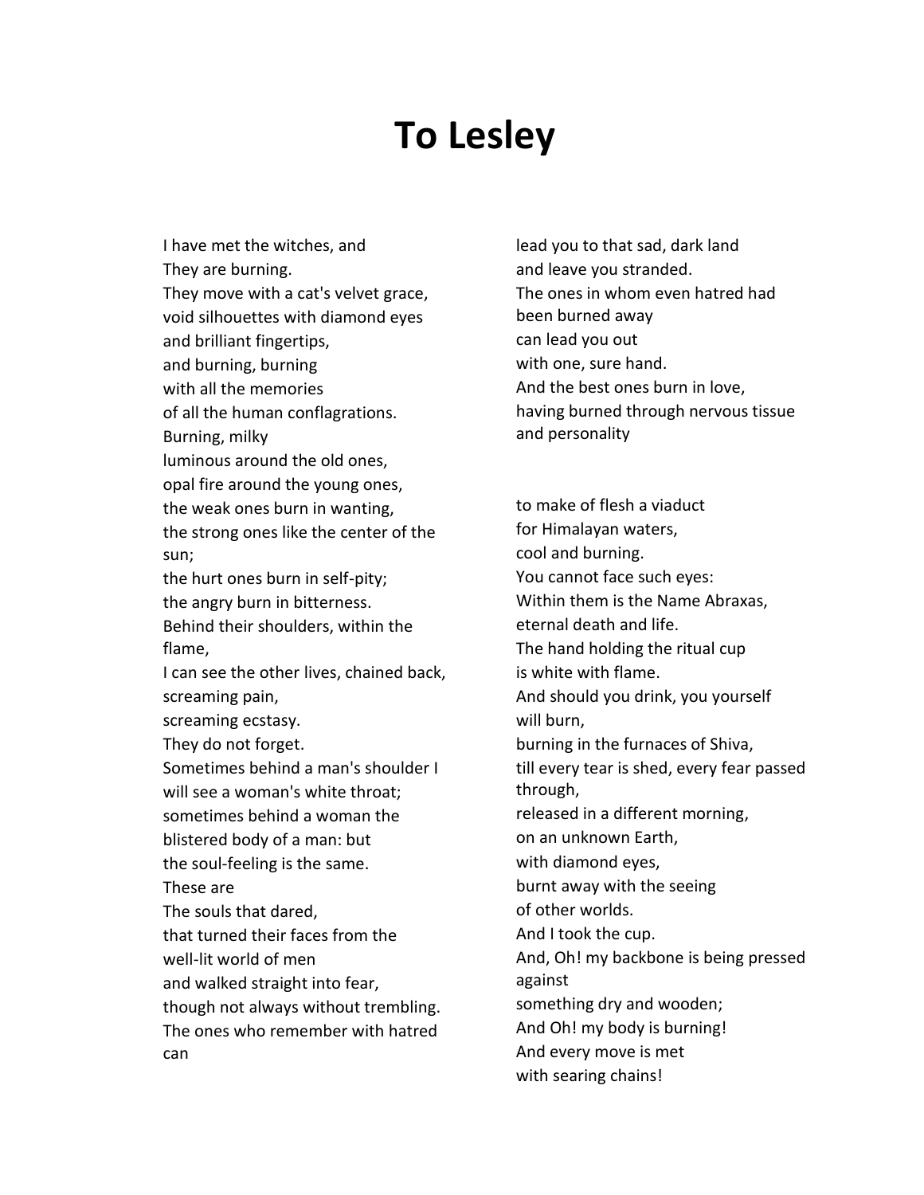# To Lesley

I have met the witches, and  
They are burning.  
They move with a cat's velvet grace,  
void silhouettes with diamond eyes  
and brilliant fingertips,  
and burning, burning  
with all the memories  
of all the human conflagrations.  
Burning, milky  
luminous around the old ones,  
opal fire around the young ones,  
the weak ones burn in wanting,  
the strong ones like the center of the sun;  
the hurt ones burn in self-pity;  
the angry burn in bitterness.  
Behind their shoulders, within the flame,  
I can see the other lives, chained back,  
screaming pain,  
screaming ecstasy.  
They do not forget.  
Sometimes behind a man's shoulder I  
will see a woman's white throat;  
sometimes behind a woman the  
blistered body of a man: but  
the soul-feeling is the same.  
These are  
The souls that dared,  
that turned their faces from the  
well-lit world of men  
and walked straight into fear,  
though not always without trembling.  
The ones who remember with hatred  
can  
lead you to that sad, dark land  
and leave you stranded.  
The ones in whom even hatred had  
been burned away  
can lead you out  
with one, sure hand.  
And the best ones burn in love,  
having burned through nervous tissue  
and personality

to make of flesh a viaduct  
for Himalayan waters,  
cool and burning.  
You cannot face such eyes:  
Within them is the Name Abraxas,  
eternal death and life.  
The hand holding the ritual cup  
is white with flame.  
And should you drink, you yourself  
will burn,  
burning in the furnaces of Shiva,  
till every tear is shed, every fear passed through,  
released in a different morning,  
on an unknown Earth,  
with diamond eyes,  
burnt away with the seeing  
of other worlds.  
And I took the cup.  
And, Oh! my backbone is being pressed against  
something dry and wooden;  
And Oh! my body is burning!  
And every move is met  
with searing chains!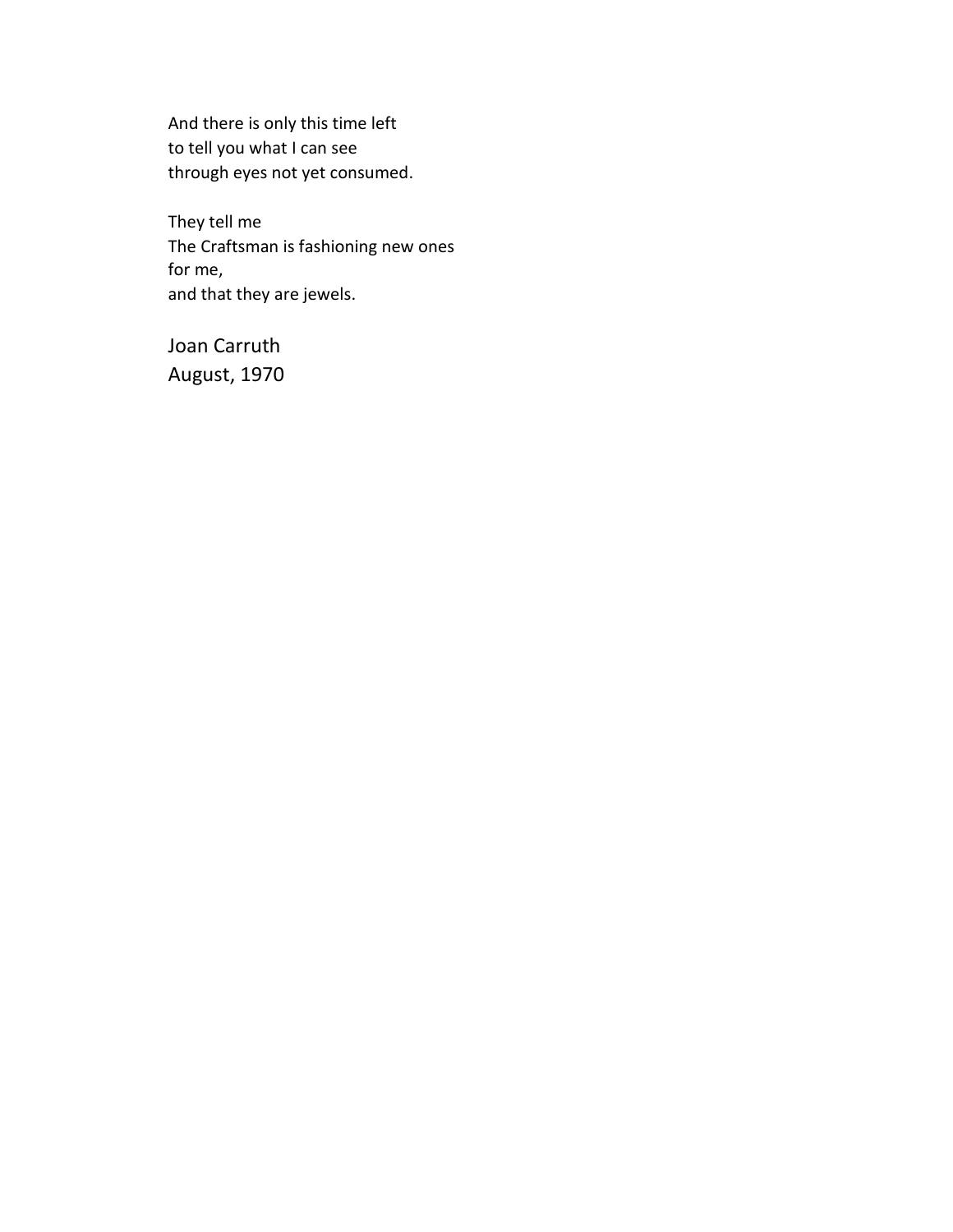And there is only this time left  
to tell you what I can see  
through eyes not yet consumed.

They tell me  
The Craftsman is fashioning new ones  
for me,  
and that they are jewels.

Joan Carruth  
August, 1970